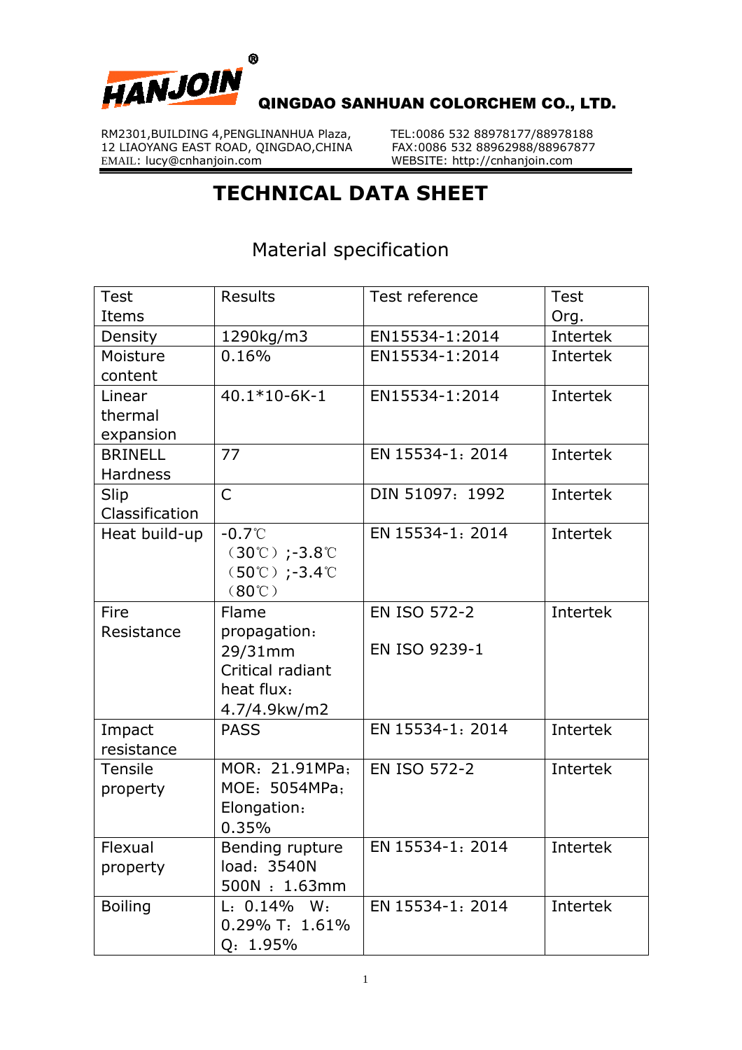**HANJOIN**®

## QINGDAO SANHUAN COLORCHEM CO., LTD.

RM2301,BUILDING 4,PENGLINANHUA Plaza,
12 LIAOYANG EAST ROAD, QINGDAO,CHINA
EMAIL: lucy@cnhanjoin.com

TEL:0086 532 88978177/88978188
FAX:0086 532 88962988/88967877
WEBSITE: http://cnhanjoin.com

# TECHNICAL DATA SHEET

## Material specification

| Test Items | Results | Test reference | Test Org. |
|---|---|---|---|
| Density | 1290kg/m3 | EN15534-1:2014 | Intertek |
| Moisture content | 0.16% | EN15534-1:2014 | Intertek |
| Linear thermal expansion | 40.1*10-6K-1 | EN15534-1:2014 | Intertek |
| BRINELL Hardness | 77 | EN 15534-1：2014 | Intertek |
| Slip Classification | C | DIN 51097：1992 | Intertek |
| Heat build-up | -0.7℃（30℃）;-3.8℃（50℃）;-3.4℃（80℃） | EN 15534-1：2014 | Intertek |
| Fire Resistance | Flame propagation：29/31mm Critical radiant heat flux：4.7/4.9kw/m2 | EN ISO 572-2<br>EN ISO 9239-1 | Intertek |
| Impact resistance | PASS | EN 15534-1：2014 | Intertek |
| Tensile property | MOR：21.91MPa；MOE：5054MPa；Elongation：0.35% | EN ISO 572-2 | Intertek |
| Flexual property | Bending rupture load：3540N 500N ：1.63mm | EN 15534-1：2014 | Intertek |
| Boiling | L：0.14% W：0.29% T：1.61% Q：1.95% | EN 15534-1：2014 | Intertek |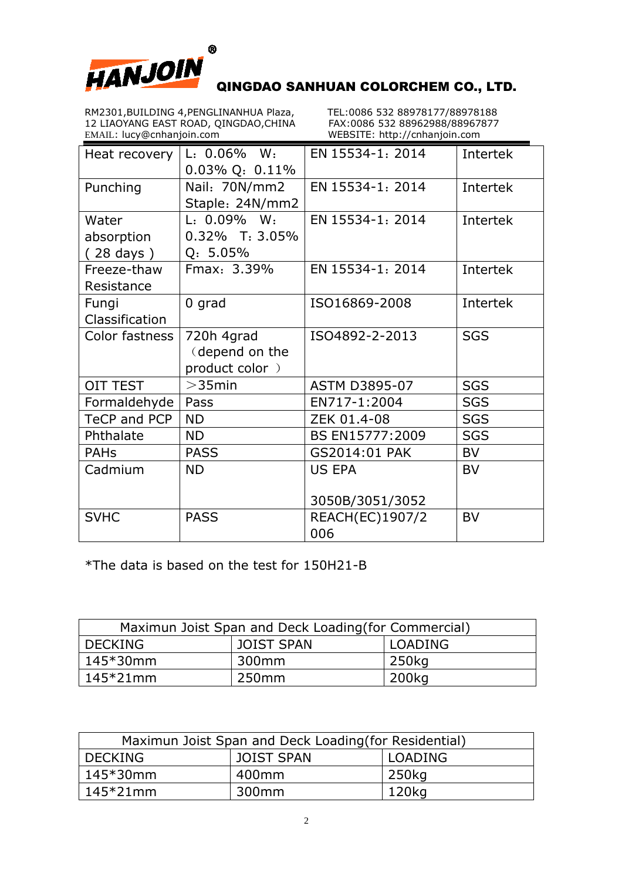**HANJOIN®**

**QINGDAO SANHUAN COLORCHEM CO., LTD.**

RM2301,BUILDING 4,PENGLINANHUA Plaza,
12 LIAOYANG EAST ROAD, QINGDAO,CHINA
EMAIL: lucy@cnhanjoin.com

TEL:0086 532 88978177/88978188
FAX:0086 532 88962988/88967877
WEBSITE: http://cnhanjoin.com

| Heat recovery | L：0.06% W：0.03% Q：0.11% | EN 15534-1：2014 | Intertek |
|---|---|---|---|
| Punching | Nail：70N/mm2 Staple：24N/mm2 | EN 15534-1：2014 | Intertek |
| Water absorption ( 28 days ) | L：0.09% W：0.32% T：3.05% Q：5.05% | EN 15534-1：2014 | Intertek |
| Freeze-thaw Resistance | Fmax：3.39% | EN 15534-1：2014 | Intertek |
| Fungi Classification | 0 grad | ISO16869-2008 | Intertek |
| Color fastness | 720h 4grad （depend on the product color ） | ISO4892-2-2013 | SGS |
| OIT TEST | ＞35min | ASTM D3895-07 | SGS |
| Formaldehyde | Pass | EN717-1:2004 | SGS |
| TeCP and PCP | ND | ZEK 01.4-08 | SGS |
| Phthalate | ND | BS EN15777:2009 | SGS |
| PAHs | PASS | GS2014:01 PAK | BV |
| Cadmium | ND | US EPA 3050B/3051/3052 | BV |
| SVHC | PASS | REACH(EC)1907/2006 | BV |

*The data is based on the test for 150H21-B

| Maximun Joist Span and Deck Loading(for Commercial) | | |
|---|---|---|
| DECKING | JOIST SPAN | LOADING |
| 145*30mm | 300mm | 250kg |
| 145*21mm | 250mm | 200kg |

| Maximun Joist Span and Deck Loading(for Residential) | | |
|---|---|---|
| DECKING | JOIST SPAN | LOADING |
| 145*30mm | 400mm | 250kg |
| 145*21mm | 300mm | 120kg |